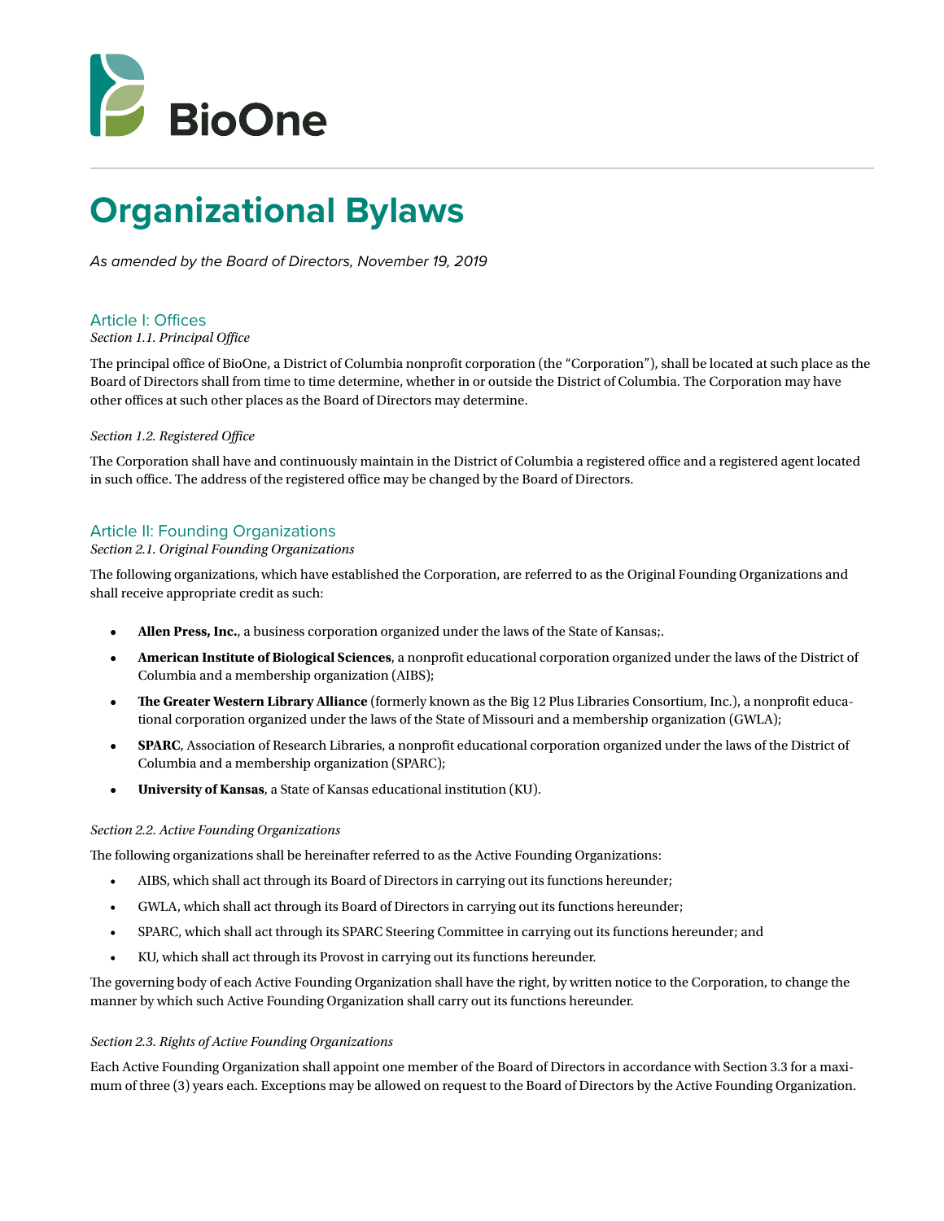BioOne

# Organizational Bylaws

*As amended by the Board of Directors, November 19, 2019*

## Article I: Offices

*Section 1.1. Principal Office*

The principal office of BioOne, a District of Columbia nonprofit corporation (the "Corporation"), shall be located at such place as the Board of Directors shall from time to time determine, whether in or outside the District of Columbia. The Corporation may have other offices at such other places as the Board of Directors may determine.

*Section 1.2. Registered Office*

The Corporation shall have and continuously maintain in the District of Columbia a registered office and a registered agent located in such office. The address of the registered office may be changed by the Board of Directors.

## Article II: Founding Organizations

*Section 2.1. Original Founding Organizations*

The following organizations, which have established the Corporation, are referred to as the Original Founding Organizations and shall receive appropriate credit as such:

- **Allen Press, Inc.**, a business corporation organized under the laws of the State of Kansas;.
- **American Institute of Biological Sciences**, a nonprofit educational corporation organized under the laws of the District of Columbia and a membership organization (AIBS);
- **The Greater Western Library Alliance** (formerly known as the Big 12 Plus Libraries Consortium, Inc.), a nonprofit educational corporation organized under the laws of the State of Missouri and a membership organization (GWLA);
- **SPARC**, Association of Research Libraries, a nonprofit educational corporation organized under the laws of the District of Columbia and a membership organization (SPARC);
- **University of Kansas**, a State of Kansas educational institution (KU).

*Section 2.2. Active Founding Organizations*

The following organizations shall be hereinafter referred to as the Active Founding Organizations:

- AIBS, which shall act through its Board of Directors in carrying out its functions hereunder;
- GWLA, which shall act through its Board of Directors in carrying out its functions hereunder;
- SPARC, which shall act through its SPARC Steering Committee in carrying out its functions hereunder; and
- KU, which shall act through its Provost in carrying out its functions hereunder.

The governing body of each Active Founding Organization shall have the right, by written notice to the Corporation, to change the manner by which such Active Founding Organization shall carry out its functions hereunder.

*Section 2.3. Rights of Active Founding Organizations*

Each Active Founding Organization shall appoint one member of the Board of Directors in accordance with Section 3.3 for a maximum of three (3) years each. Exceptions may be allowed on request to the Board of Directors by the Active Founding Organization.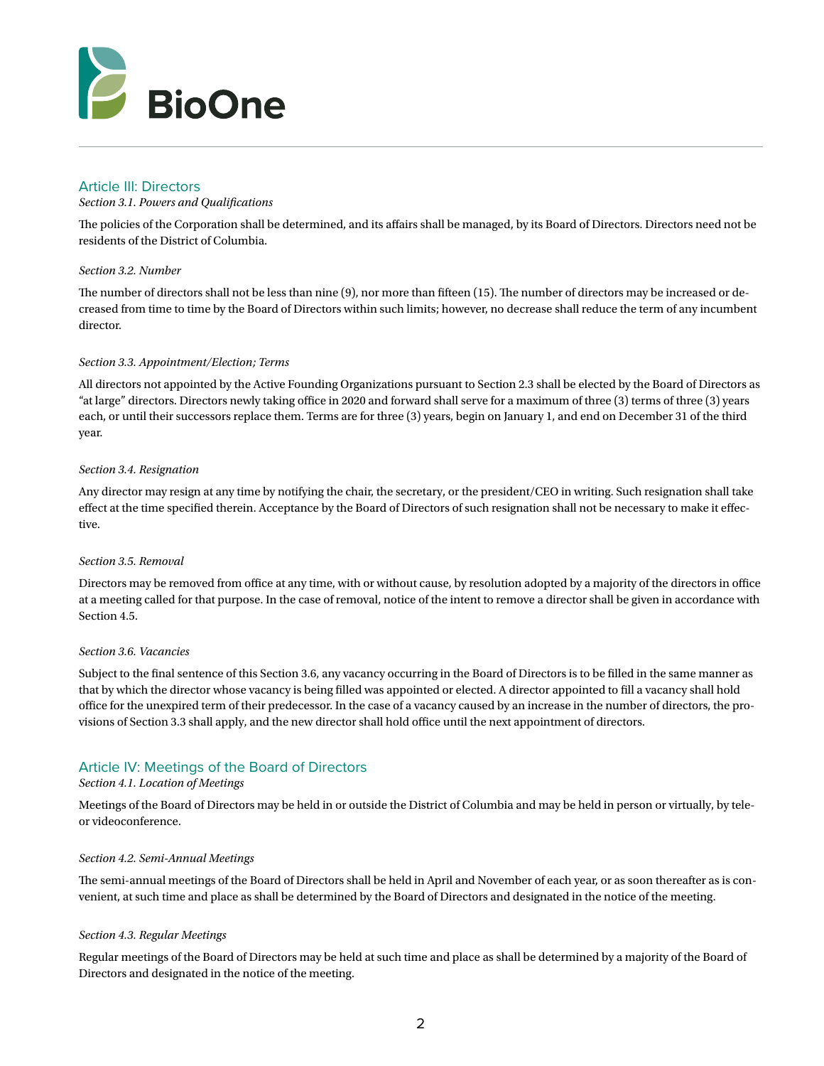## Article III: Directors

*Section 3.1. Powers and Qualifications*

The policies of the Corporation shall be determined, and its affairs shall be managed, by its Board of Directors. Directors need not be residents of the District of Columbia.

*Section 3.2. Number*

The number of directors shall not be less than nine (9), nor more than fifteen (15). The number of directors may be increased or decreased from time to time by the Board of Directors within such limits; however, no decrease shall reduce the term of any incumbent director.

*Section 3.3. Appointment/Election; Terms*

All directors not appointed by the Active Founding Organizations pursuant to Section 2.3 shall be elected by the Board of Directors as "at large" directors. Directors newly taking office in 2020 and forward shall serve for a maximum of three (3) terms of three (3) years each, or until their successors replace them. Terms are for three (3) years, begin on January 1, and end on December 31 of the third year.

*Section 3.4. Resignation*

Any director may resign at any time by notifying the chair, the secretary, or the president/CEO in writing. Such resignation shall take effect at the time specified therein. Acceptance by the Board of Directors of such resignation shall not be necessary to make it effective.

*Section 3.5. Removal*

Directors may be removed from office at any time, with or without cause, by resolution adopted by a majority of the directors in office at a meeting called for that purpose. In the case of removal, notice of the intent to remove a director shall be given in accordance with Section 4.5.

*Section 3.6. Vacancies*

Subject to the final sentence of this Section 3.6, any vacancy occurring in the Board of Directors is to be filled in the same manner as that by which the director whose vacancy is being filled was appointed or elected. A director appointed to fill a vacancy shall hold office for the unexpired term of their predecessor. In the case of a vacancy caused by an increase in the number of directors, the provisions of Section 3.3 shall apply, and the new director shall hold office until the next appointment of directors.

## Article IV: Meetings of the Board of Directors

*Section 4.1. Location of Meetings*

Meetings of the Board of Directors may be held in or outside the District of Columbia and may be held in person or virtually, by tele- or videoconference.

*Section 4.2. Semi-Annual Meetings*

The semi-annual meetings of the Board of Directors shall be held in April and November of each year, or as soon thereafter as is convenient, at such time and place as shall be determined by the Board of Directors and designated in the notice of the meeting.

*Section 4.3. Regular Meetings*

Regular meetings of the Board of Directors may be held at such time and place as shall be determined by a majority of the Board of Directors and designated in the notice of the meeting.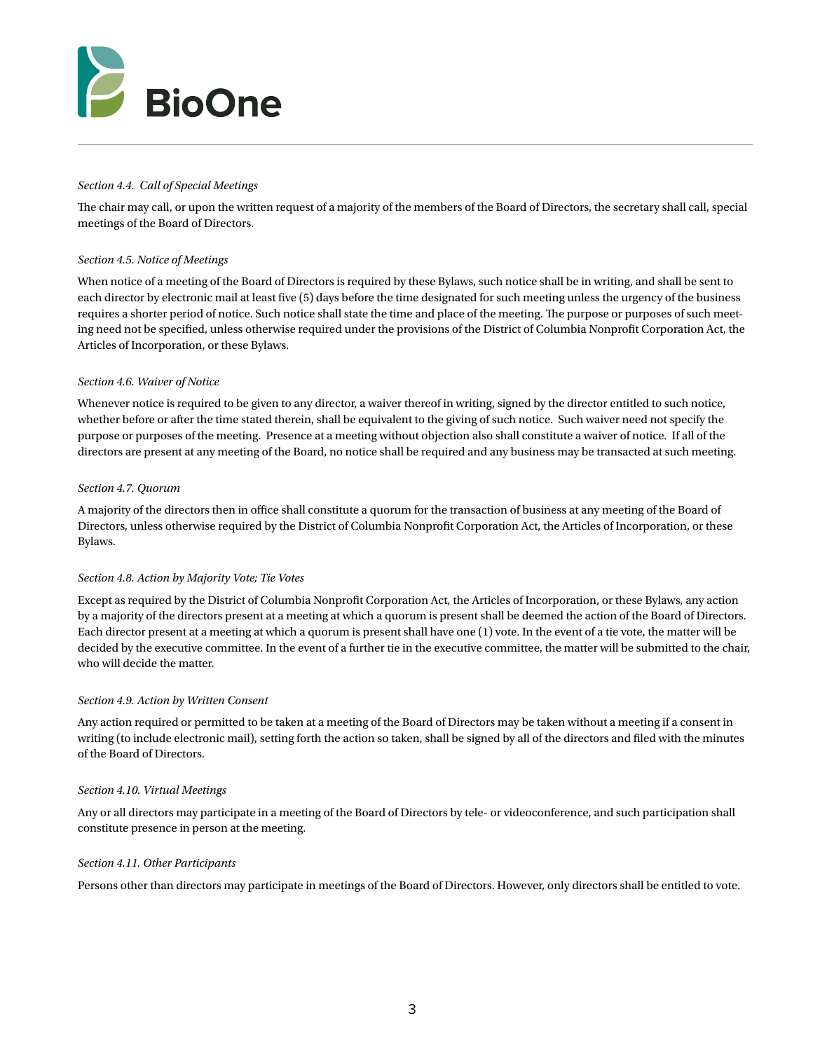*Section 4.4. Call of Special Meetings*

The chair may call, or upon the written request of a majority of the members of the Board of Directors, the secretary shall call, special meetings of the Board of Directors.

*Section 4.5. Notice of Meetings*

When notice of a meeting of the Board of Directors is required by these Bylaws, such notice shall be in writing, and shall be sent to each director by electronic mail at least five (5) days before the time designated for such meeting unless the urgency of the business requires a shorter period of notice. Such notice shall state the time and place of the meeting. The purpose or purposes of such meeting need not be specified, unless otherwise required under the provisions of the District of Columbia Nonprofit Corporation Act, the Articles of Incorporation, or these Bylaws.

*Section 4.6. Waiver of Notice*

Whenever notice is required to be given to any director, a waiver thereof in writing, signed by the director entitled to such notice, whether before or after the time stated therein, shall be equivalent to the giving of such notice. Such waiver need not specify the purpose or purposes of the meeting. Presence at a meeting without objection also shall constitute a waiver of notice. If all of the directors are present at any meeting of the Board, no notice shall be required and any business may be transacted at such meeting.

*Section 4.7. Quorum*

A majority of the directors then in office shall constitute a quorum for the transaction of business at any meeting of the Board of Directors, unless otherwise required by the District of Columbia Nonprofit Corporation Act, the Articles of Incorporation, or these Bylaws.

*Section 4.8. Action by Majority Vote; Tie Votes*

Except as required by the District of Columbia Nonprofit Corporation Act, the Articles of Incorporation, or these Bylaws, any action by a majority of the directors present at a meeting at which a quorum is present shall be deemed the action of the Board of Directors. Each director present at a meeting at which a quorum is present shall have one (1) vote. In the event of a tie vote, the matter will be decided by the executive committee. In the event of a further tie in the executive committee, the matter will be submitted to the chair, who will decide the matter.

*Section 4.9. Action by Written Consent*

Any action required or permitted to be taken at a meeting of the Board of Directors may be taken without a meeting if a consent in writing (to include electronic mail), setting forth the action so taken, shall be signed by all of the directors and filed with the minutes of the Board of Directors.

*Section 4.10. Virtual Meetings*

Any or all directors may participate in a meeting of the Board of Directors by tele- or videoconference, and such participation shall constitute presence in person at the meeting.

*Section 4.11. Other Participants*

Persons other than directors may participate in meetings of the Board of Directors. However, only directors shall be entitled to vote.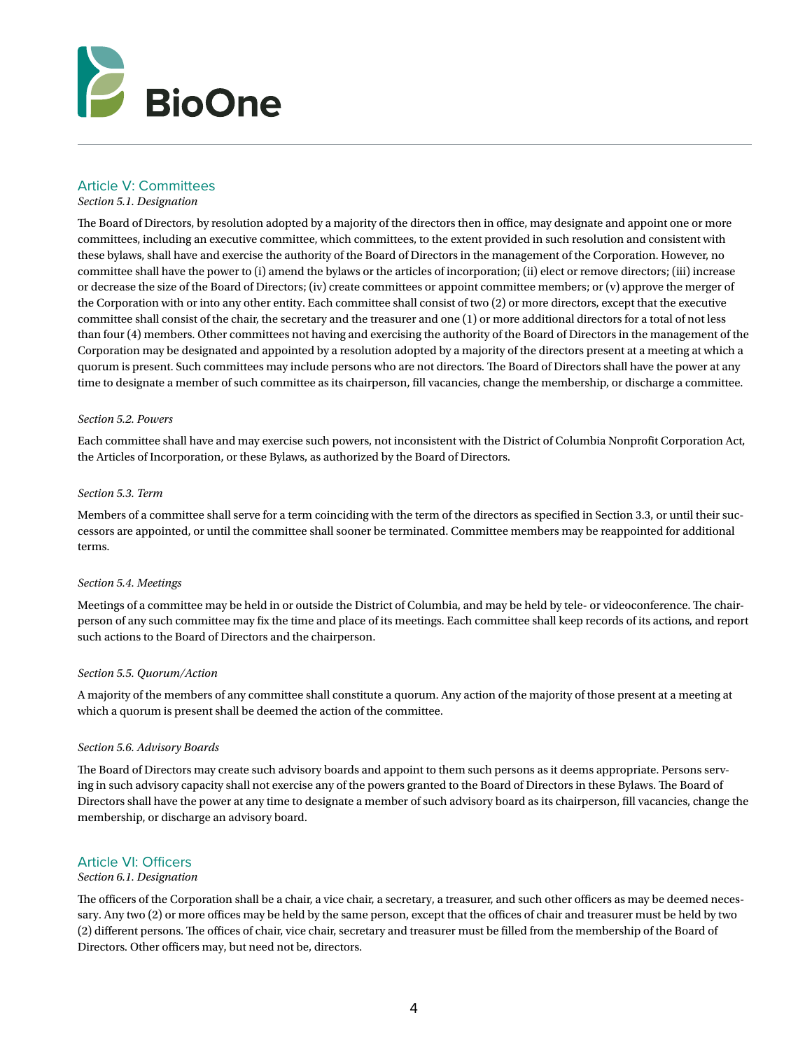## Article V: Committees

*Section 5.1. Designation*

The Board of Directors, by resolution adopted by a majority of the directors then in office, may designate and appoint one or more committees, including an executive committee, which committees, to the extent provided in such resolution and consistent with these bylaws, shall have and exercise the authority of the Board of Directors in the management of the Corporation. However, no committee shall have the power to (i) amend the bylaws or the articles of incorporation; (ii) elect or remove directors; (iii) increase or decrease the size of the Board of Directors; (iv) create committees or appoint committee members; or (v) approve the merger of the Corporation with or into any other entity. Each committee shall consist of two (2) or more directors, except that the executive committee shall consist of the chair, the secretary and the treasurer and one (1) or more additional directors for a total of not less than four (4) members. Other committees not having and exercising the authority of the Board of Directors in the management of the Corporation may be designated and appointed by a resolution adopted by a majority of the directors present at a meeting at which a quorum is present. Such committees may include persons who are not directors. The Board of Directors shall have the power at any time to designate a member of such committee as its chairperson, fill vacancies, change the membership, or discharge a committee.

*Section 5.2. Powers*

Each committee shall have and may exercise such powers, not inconsistent with the District of Columbia Nonprofit Corporation Act, the Articles of Incorporation, or these Bylaws, as authorized by the Board of Directors.

*Section 5.3. Term*

Members of a committee shall serve for a term coinciding with the term of the directors as specified in Section 3.3, or until their successors are appointed, or until the committee shall sooner be terminated. Committee members may be reappointed for additional terms.

*Section 5.4. Meetings*

Meetings of a committee may be held in or outside the District of Columbia, and may be held by tele- or videoconference. The chairperson of any such committee may fix the time and place of its meetings. Each committee shall keep records of its actions, and report such actions to the Board of Directors and the chairperson.

*Section 5.5. Quorum/Action*

A majority of the members of any committee shall constitute a quorum. Any action of the majority of those present at a meeting at which a quorum is present shall be deemed the action of the committee.

*Section 5.6. Advisory Boards*

The Board of Directors may create such advisory boards and appoint to them such persons as it deems appropriate. Persons serving in such advisory capacity shall not exercise any of the powers granted to the Board of Directors in these Bylaws. The Board of Directors shall have the power at any time to designate a member of such advisory board as its chairperson, fill vacancies, change the membership, or discharge an advisory board.

## Article VI: Officers

*Section 6.1. Designation*

The officers of the Corporation shall be a chair, a vice chair, a secretary, a treasurer, and such other officers as may be deemed necessary. Any two (2) or more offices may be held by the same person, except that the offices of chair and treasurer must be held by two (2) different persons. The offices of chair, vice chair, secretary and treasurer must be filled from the membership of the Board of Directors. Other officers may, but need not be, directors.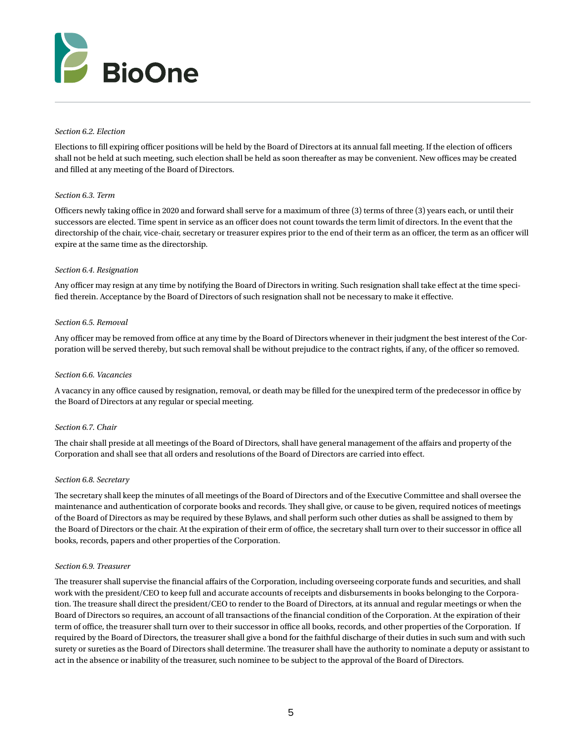*Section 6.2. Election*

Elections to fill expiring officer positions will be held by the Board of Directors at its annual fall meeting. If the election of officers shall not be held at such meeting, such election shall be held as soon thereafter as may be convenient. New offices may be created and filled at any meeting of the Board of Directors.

*Section 6.3. Term*

Officers newly taking office in 2020 and forward shall serve for a maximum of three (3) terms of three (3) years each, or until their successors are elected. Time spent in service as an officer does not count towards the term limit of directors. In the event that the directorship of the chair, vice-chair, secretary or treasurer expires prior to the end of their term as an officer, the term as an officer will expire at the same time as the directorship.

*Section 6.4. Resignation*

Any officer may resign at any time by notifying the Board of Directors in writing. Such resignation shall take effect at the time specified therein. Acceptance by the Board of Directors of such resignation shall not be necessary to make it effective.

*Section 6.5. Removal*

Any officer may be removed from office at any time by the Board of Directors whenever in their judgment the best interest of the Corporation will be served thereby, but such removal shall be without prejudice to the contract rights, if any, of the officer so removed.

*Section 6.6. Vacancies*

A vacancy in any office caused by resignation, removal, or death may be filled for the unexpired term of the predecessor in office by the Board of Directors at any regular or special meeting.

*Section 6.7. Chair*

The chair shall preside at all meetings of the Board of Directors, shall have general management of the affairs and property of the Corporation and shall see that all orders and resolutions of the Board of Directors are carried into effect.

*Section 6.8. Secretary*

The secretary shall keep the minutes of all meetings of the Board of Directors and of the Executive Committee and shall oversee the maintenance and authentication of corporate books and records. They shall give, or cause to be given, required notices of meetings of the Board of Directors as may be required by these Bylaws, and shall perform such other duties as shall be assigned to them by the Board of Directors or the chair. At the expiration of their erm of office, the secretary shall turn over to their successor in office all books, records, papers and other properties of the Corporation.

*Section 6.9. Treasurer*

The treasurer shall supervise the financial affairs of the Corporation, including overseeing corporate funds and securities, and shall work with the president/CEO to keep full and accurate accounts of receipts and disbursements in books belonging to the Corporation. The treasure shall direct the president/CEO to render to the Board of Directors, at its annual and regular meetings or when the Board of Directors so requires, an account of all transactions of the financial condition of the Corporation. At the expiration of their term of office, the treasurer shall turn over to their successor in office all books, records, and other properties of the Corporation. If required by the Board of Directors, the treasurer shall give a bond for the faithful discharge of their duties in such sum and with such surety or sureties as the Board of Directors shall determine. The treasurer shall have the authority to nominate a deputy or assistant to act in the absence or inability of the treasurer, such nominee to be subject to the approval of the Board of Directors.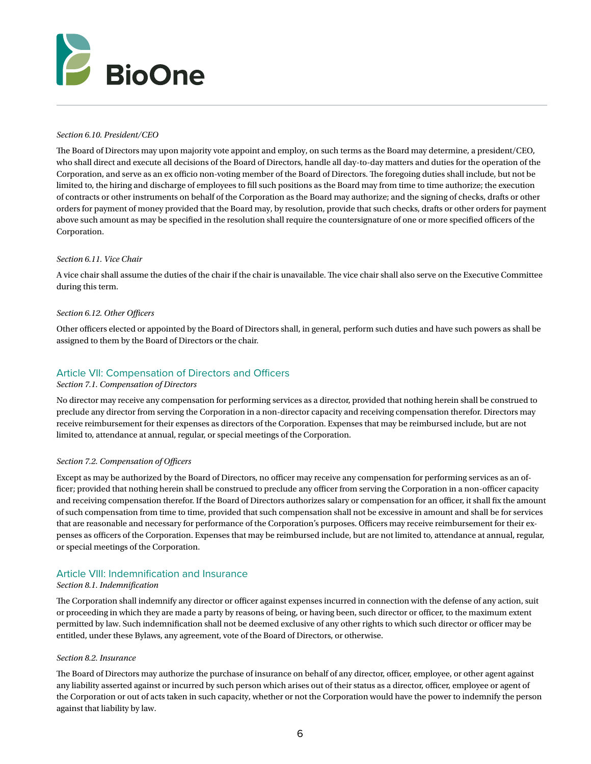*Section 6.10. President/CEO*

The Board of Directors may upon majority vote appoint and employ, on such terms as the Board may determine, a president/CEO, who shall direct and execute all decisions of the Board of Directors, handle all day-to-day matters and duties for the operation of the Corporation, and serve as an ex officio non-voting member of the Board of Directors. The foregoing duties shall include, but not be limited to, the hiring and discharge of employees to fill such positions as the Board may from time to time authorize; the execution of contracts or other instruments on behalf of the Corporation as the Board may authorize; and the signing of checks, drafts or other orders for payment of money provided that the Board may, by resolution, provide that such checks, drafts or other orders for payment above such amount as may be specified in the resolution shall require the countersignature of one or more specified officers of the Corporation.

*Section 6.11. Vice Chair*

A vice chair shall assume the duties of the chair if the chair is unavailable. The vice chair shall also serve on the Executive Committee during this term.

*Section 6.12. Other Officers*

Other officers elected or appointed by the Board of Directors shall, in general, perform such duties and have such powers as shall be assigned to them by the Board of Directors or the chair.

## Article VII: Compensation of Directors and Officers

*Section 7.1. Compensation of Directors*

No director may receive any compensation for performing services as a director, provided that nothing herein shall be construed to preclude any director from serving the Corporation in a non-director capacity and receiving compensation therefor. Directors may receive reimbursement for their expenses as directors of the Corporation. Expenses that may be reimbursed include, but are not limited to, attendance at annual, regular, or special meetings of the Corporation.

*Section 7.2. Compensation of Officers*

Except as may be authorized by the Board of Directors, no officer may receive any compensation for performing services as an officer; provided that nothing herein shall be construed to preclude any officer from serving the Corporation in a non-officer capacity and receiving compensation therefor. If the Board of Directors authorizes salary or compensation for an officer, it shall fix the amount of such compensation from time to time, provided that such compensation shall not be excessive in amount and shall be for services that are reasonable and necessary for performance of the Corporation's purposes. Officers may receive reimbursement for their expenses as officers of the Corporation. Expenses that may be reimbursed include, but are not limited to, attendance at annual, regular, or special meetings of the Corporation.

## Article VIII: Indemnification and Insurance

*Section 8.1. Indemnification*

The Corporation shall indemnify any director or officer against expenses incurred in connection with the defense of any action, suit or proceeding in which they are made a party by reasons of being, or having been, such director or officer, to the maximum extent permitted by law. Such indemnification shall not be deemed exclusive of any other rights to which such director or officer may be entitled, under these Bylaws, any agreement, vote of the Board of Directors, or otherwise.

*Section 8.2. Insurance*

The Board of Directors may authorize the purchase of insurance on behalf of any director, officer, employee, or other agent against any liability asserted against or incurred by such person which arises out of their status as a director, officer, employee or agent of the Corporation or out of acts taken in such capacity, whether or not the Corporation would have the power to indemnify the person against that liability by law.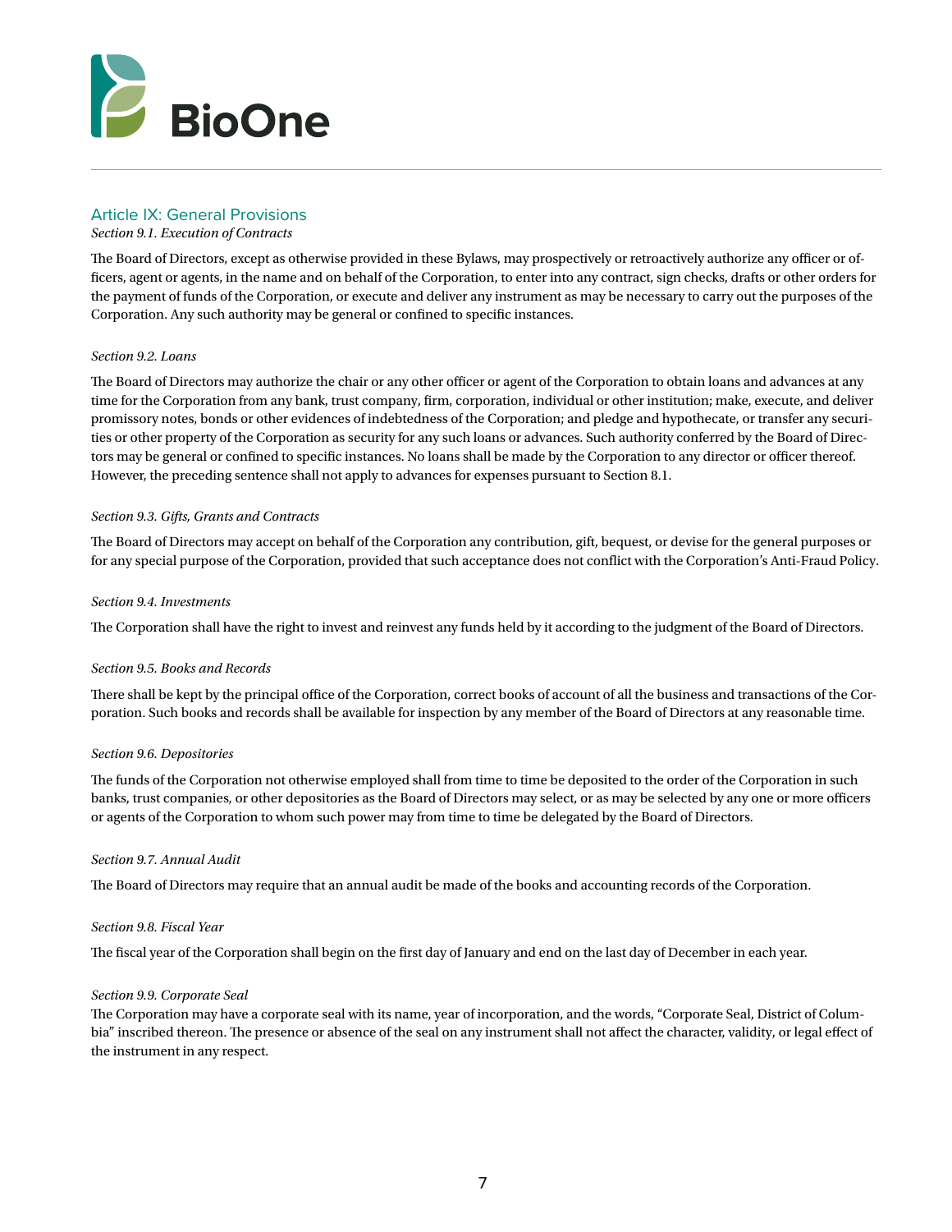## Article IX: General Provisions

*Section 9.1. Execution of Contracts*

The Board of Directors, except as otherwise provided in these Bylaws, may prospectively or retroactively authorize any officer or officers, agent or agents, in the name and on behalf of the Corporation, to enter into any contract, sign checks, drafts or other orders for the payment of funds of the Corporation, or execute and deliver any instrument as may be necessary to carry out the purposes of the Corporation. Any such authority may be general or confined to specific instances.

*Section 9.2. Loans*

The Board of Directors may authorize the chair or any other officer or agent of the Corporation to obtain loans and advances at any time for the Corporation from any bank, trust company, firm, corporation, individual or other institution; make, execute, and deliver promissory notes, bonds or other evidences of indebtedness of the Corporation; and pledge and hypothecate, or transfer any securities or other property of the Corporation as security for any such loans or advances. Such authority conferred by the Board of Directors may be general or confined to specific instances. No loans shall be made by the Corporation to any director or officer thereof. However, the preceding sentence shall not apply to advances for expenses pursuant to Section 8.1.

*Section 9.3. Gifts, Grants and Contracts*

The Board of Directors may accept on behalf of the Corporation any contribution, gift, bequest, or devise for the general purposes or for any special purpose of the Corporation, provided that such acceptance does not conflict with the Corporation's Anti-Fraud Policy.

*Section 9.4. Investments*

The Corporation shall have the right to invest and reinvest any funds held by it according to the judgment of the Board of Directors.

*Section 9.5. Books and Records*

There shall be kept by the principal office of the Corporation, correct books of account of all the business and transactions of the Corporation. Such books and records shall be available for inspection by any member of the Board of Directors at any reasonable time.

*Section 9.6. Depositories*

The funds of the Corporation not otherwise employed shall from time to time be deposited to the order of the Corporation in such banks, trust companies, or other depositories as the Board of Directors may select, or as may be selected by any one or more officers or agents of the Corporation to whom such power may from time to time be delegated by the Board of Directors.

*Section 9.7. Annual Audit*

The Board of Directors may require that an annual audit be made of the books and accounting records of the Corporation.

*Section 9.8. Fiscal Year*

The fiscal year of the Corporation shall begin on the first day of January and end on the last day of December in each year.

*Section 9.9. Corporate Seal*

The Corporation may have a corporate seal with its name, year of incorporation, and the words, "Corporate Seal, District of Columbia" inscribed thereon. The presence or absence of the seal on any instrument shall not affect the character, validity, or legal effect of the instrument in any respect.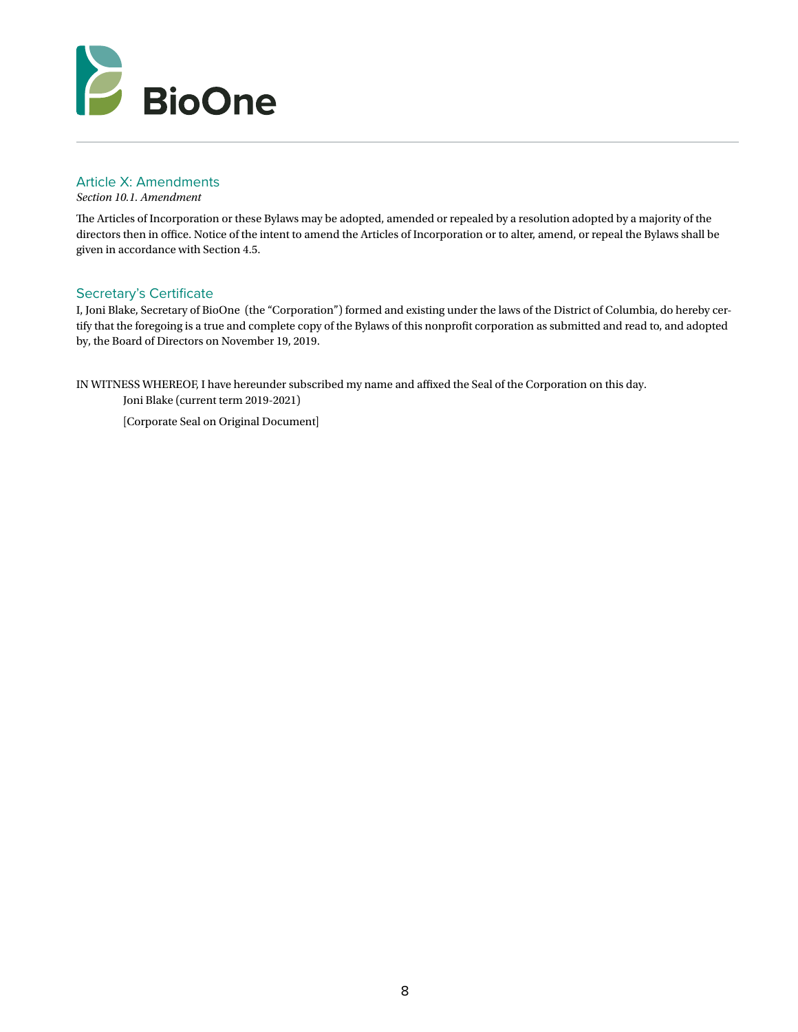## Article X: Amendments

*Section 10.1. Amendment*

The Articles of Incorporation or these Bylaws may be adopted, amended or repealed by a resolution adopted by a majority of the directors then in office. Notice of the intent to amend the Articles of Incorporation or to alter, amend, or repeal the Bylaws shall be given in accordance with Section 4.5.

## Secretary's Certificate

I, Joni Blake, Secretary of BioOne (the "Corporation") formed and existing under the laws of the District of Columbia, do hereby certify that the foregoing is a true and complete copy of the Bylaws of this nonprofit corporation as submitted and read to, and adopted by, the Board of Directors on November 19, 2019.

IN WITNESS WHEREOF, I have hereunder subscribed my name and affixed the Seal of the Corporation on this day.

Joni Blake (current term 2019-2021)

[Corporate Seal on Original Document]